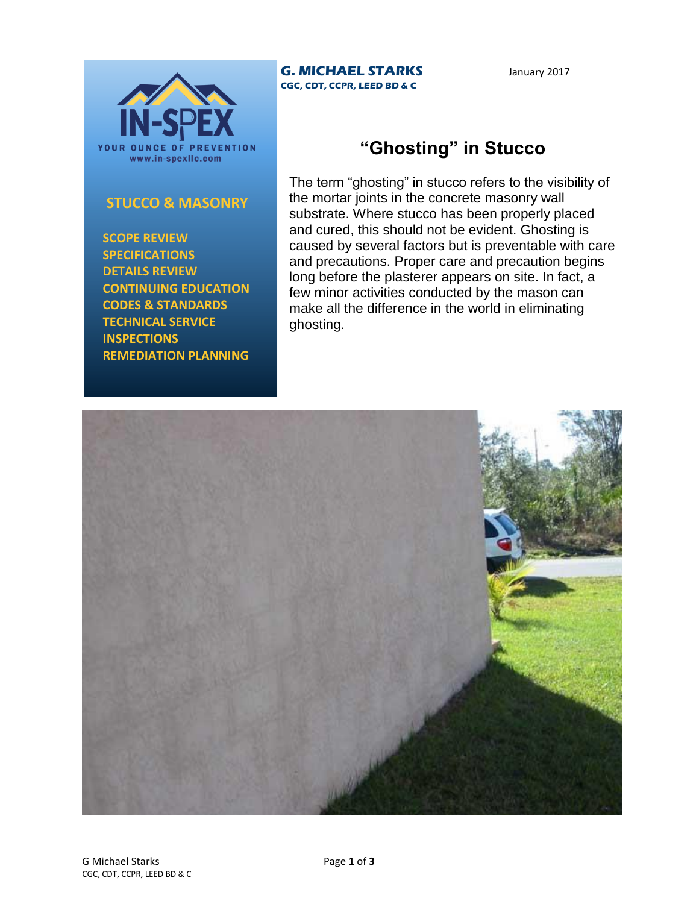IN-SPEX

YOUR OUNCE OF PREVENTION

www.in-spexllc.com

**STUCCO & MASONRY**

- SCOPE REVIEW
- SPECIFICATIONS
- DETAILS REVIEW
- CONTINUING EDUCATION
- CODES & STANDARDS
- TECHNICAL SERVICE
- INSPECTIONS
- REMEDIATION PLANNING

**G. MICHAEL STARKS**
**CGC, CDT, CCPR, LEED BD & C**

January 2017

# "Ghosting" in Stucco

The term "ghosting" in stucco refers to the visibility of the mortar joints in the concrete masonry wall substrate. Where stucco has been properly placed and cured, this should not be evident. Ghosting is caused by several factors but is preventable with care and precautions. Proper care and precaution begins long before the plasterer appears on site. In fact, a few minor activities conducted by the mason can make all the difference in the world in eliminating ghosting.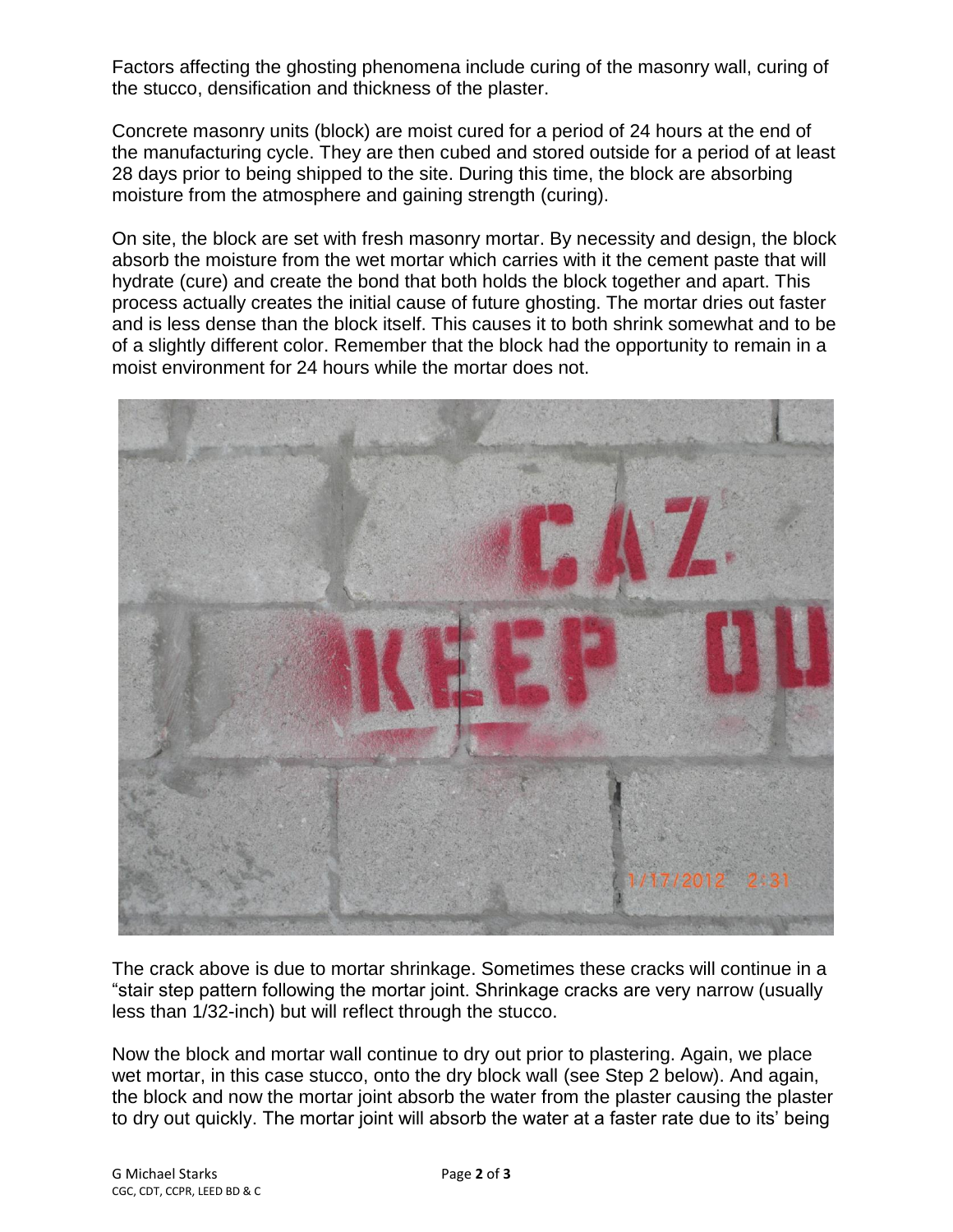Factors affecting the ghosting phenomena include curing of the masonry wall, curing of the stucco, densification and thickness of the plaster.

Concrete masonry units (block) are moist cured for a period of 24 hours at the end of the manufacturing cycle. They are then cubed and stored outside for a period of at least 28 days prior to being shipped to the site. During this time, the block are absorbing moisture from the atmosphere and gaining strength (curing).

On site, the block are set with fresh masonry mortar. By necessity and design, the block absorb the moisture from the wet mortar which carries with it the cement paste that will hydrate (cure) and create the bond that both holds the block together and apart. This process actually creates the initial cause of future ghosting. The mortar dries out faster and is less dense than the block itself. This causes it to both shrink somewhat and to be of a slightly different color. Remember that the block had the opportunity to remain in a moist environment for 24 hours while the mortar does not.

The crack above is due to mortar shrinkage. Sometimes these cracks will continue in a "stair step pattern following the mortar joint. Shrinkage cracks are very narrow (usually less than 1/32-inch) but will reflect through the stucco.

Now the block and mortar wall continue to dry out prior to plastering. Again, we place wet mortar, in this case stucco, onto the dry block wall (see Step 2 below). And again, the block and now the mortar joint absorb the water from the plaster causing the plaster to dry out quickly. The mortar joint will absorb the water at a faster rate due to its' being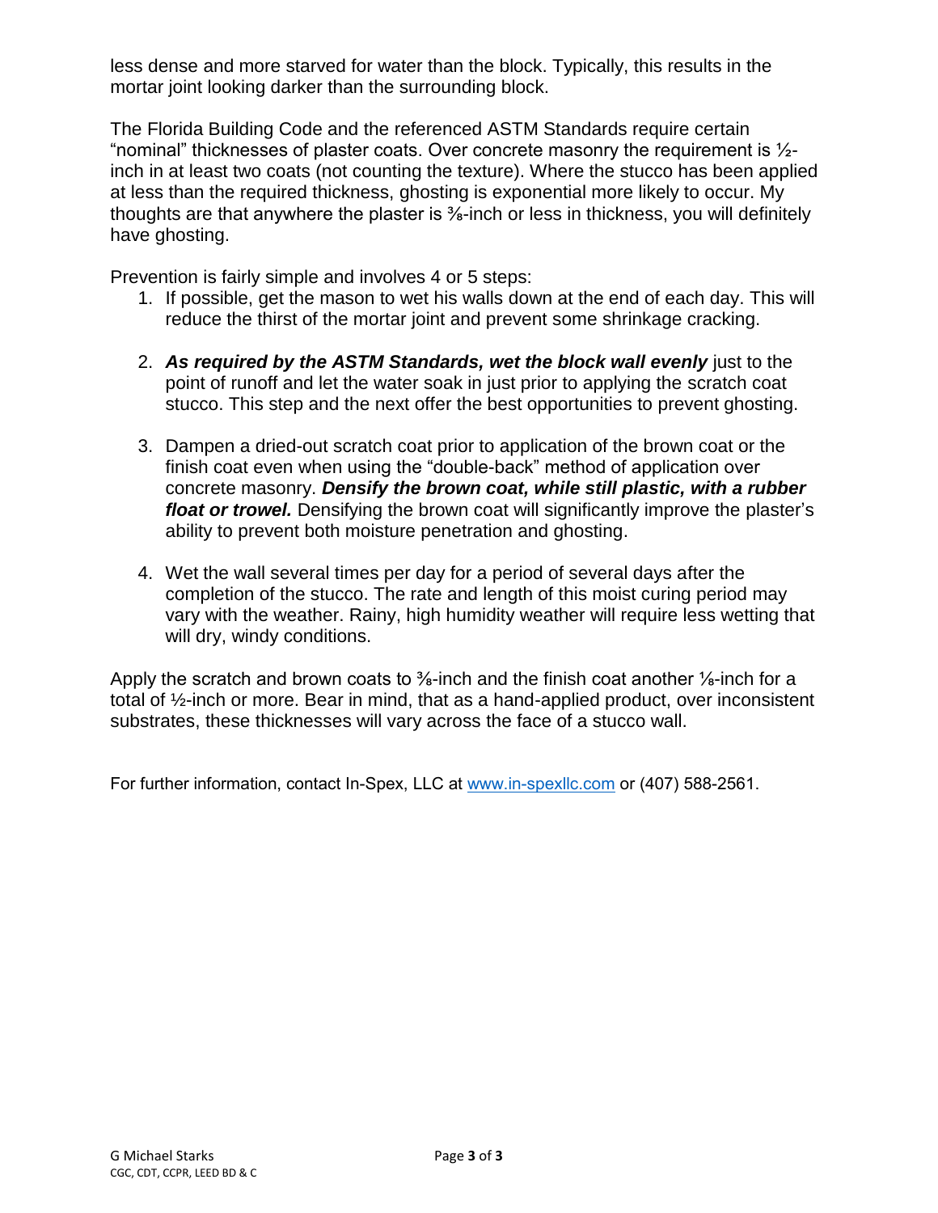less dense and more starved for water than the block. Typically, this results in the mortar joint looking darker than the surrounding block.

The Florida Building Code and the referenced ASTM Standards require certain "nominal" thicknesses of plaster coats. Over concrete masonry the requirement is ½-inch in at least two coats (not counting the texture). Where the stucco has been applied at less than the required thickness, ghosting is exponential more likely to occur. My thoughts are that anywhere the plaster is ⅜-inch or less in thickness, you will definitely have ghosting.

Prevention is fairly simple and involves 4 or 5 steps:

1. If possible, get the mason to wet his walls down at the end of each day. This will reduce the thirst of the mortar joint and prevent some shrinkage cracking.

2. ***As required by the ASTM Standards, wet the block wall evenly*** just to the point of runoff and let the water soak in just prior to applying the scratch coat stucco. This step and the next offer the best opportunities to prevent ghosting.

3. Dampen a dried-out scratch coat prior to application of the brown coat or the finish coat even when using the "double-back" method of application over concrete masonry. ***Densify the brown coat, while still plastic, with a rubber float or trowel.*** Densifying the brown coat will significantly improve the plaster's ability to prevent both moisture penetration and ghosting.

4. Wet the wall several times per day for a period of several days after the completion of the stucco. The rate and length of this moist curing period may vary with the weather. Rainy, high humidity weather will require less wetting that will dry, windy conditions.

Apply the scratch and brown coats to ⅜-inch and the finish coat another ⅛-inch for a total of ½-inch or more. Bear in mind, that as a hand-applied product, over inconsistent substrates, these thicknesses will vary across the face of a stucco wall.

For further information, contact In-Spex, LLC at www.in-spexllc.com or (407) 588-2561.

G Michael Starks
CGC, CDT, CCPR, LEED BD & C